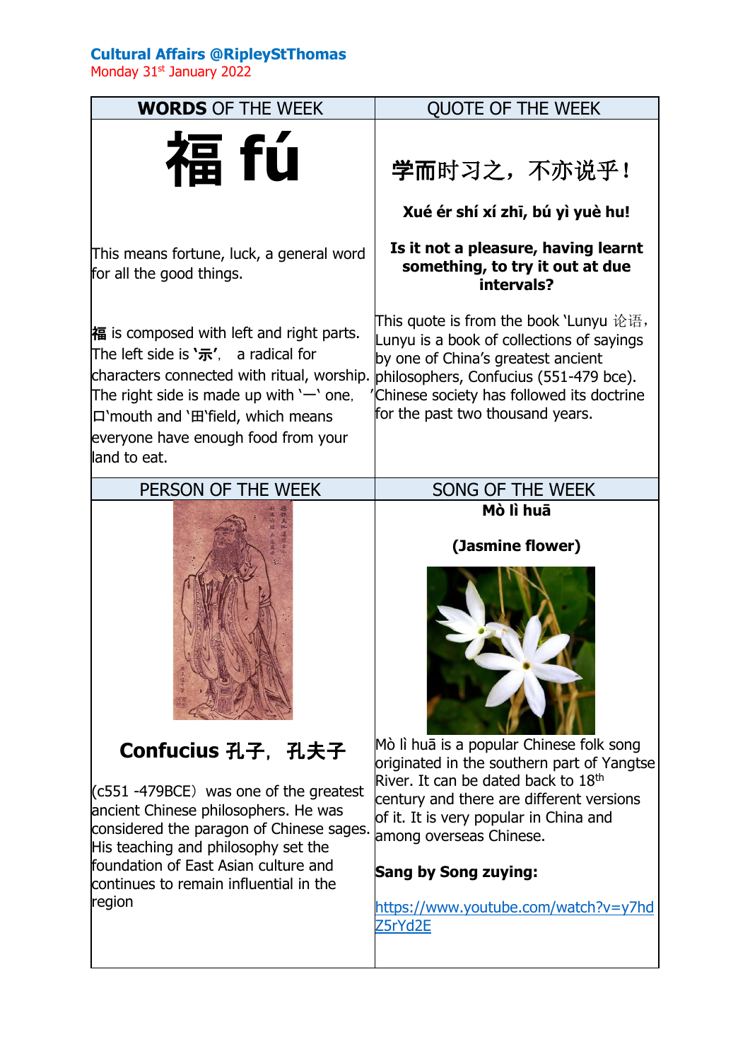**Cultural Affairs @RipleyStThomas**

Monday 31st January 2022

## WORDS OF THE WEEK

# 福 fú

This means fortune, luck, a general word for all the good things.

福 is composed with left and right parts. The left side is **'礻'**, a radical for characters connected with ritual, worship. The right side is made up with '一' one, 口'mouth and '田'field, which means everyone have enough food from your land to eat.

## QUOTE OF THE WEEK

**学而时习之，不亦说乎！**

**Xué ér shí xí zhī, bú yì yuè hu!**

**Is it not a pleasure, having learnt something, to try it out at due intervals?**

This quote is from the book 'Lunyu 论语, Lunyu is a book of collections of sayings by one of China's greatest ancient philosophers, Confucius (551-479 bce). Chinese society has followed its doctrine for the past two thousand years.

## PERSON OF THE WEEK

### Confucius 孔子，孔夫子

(c551 -479BCE) was one of the greatest ancient Chinese philosophers. He was considered the paragon of Chinese sages. His teaching and philosophy set the foundation of East Asian culture and continues to remain influential in the region

## SONG OF THE WEEK

**Mò lì huā**

**(Jasmine flower)**

Mò lì huā is a popular Chinese folk song originated in the southern part of Yangtse River. It can be dated back to 18th century and there are different versions of it. It is very popular in China and among overseas Chinese.

**Sang by Song zuying:**

https://www.youtube.com/watch?v=y7hdZ5rYd2E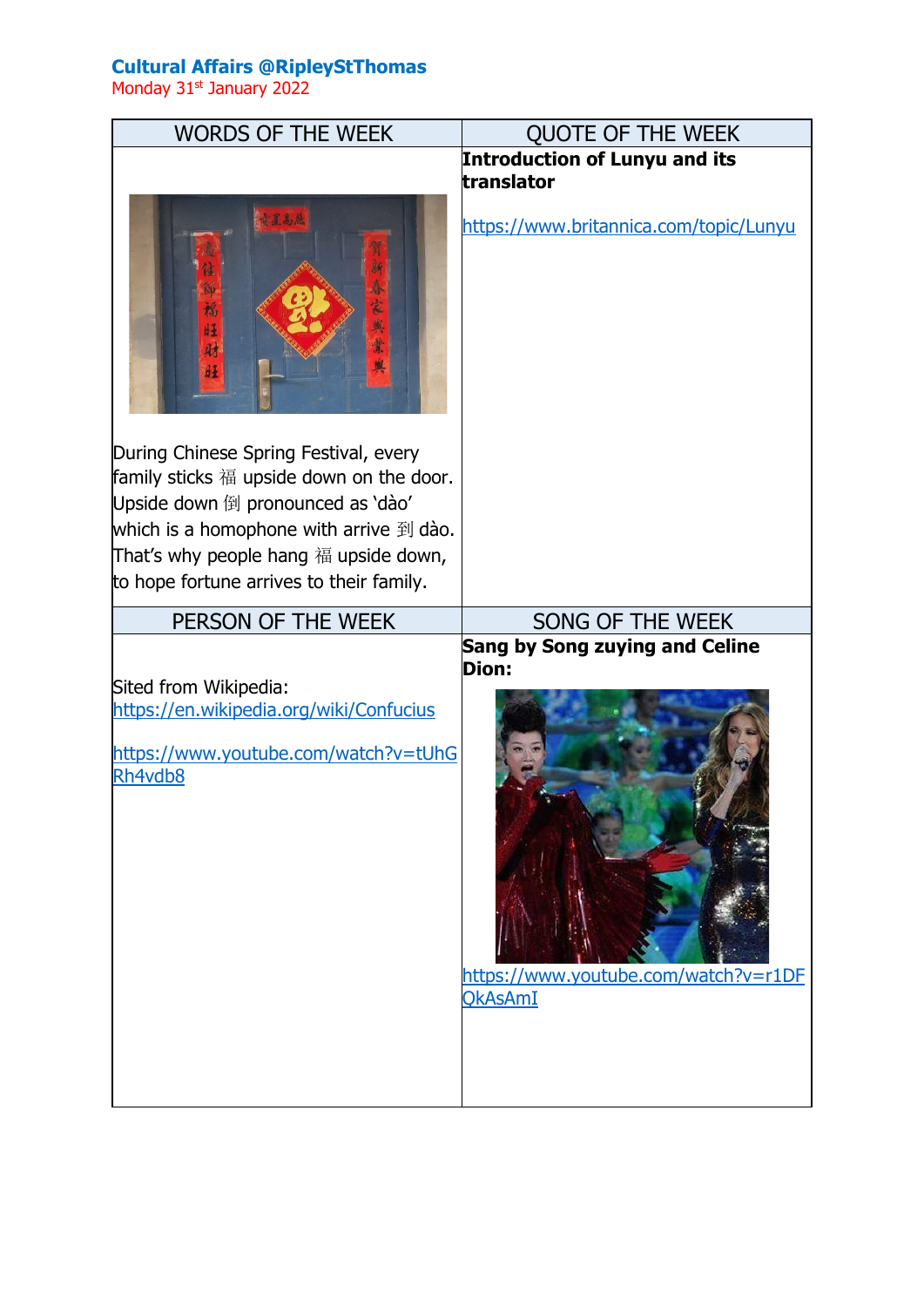**Cultural Affairs @RipleyStThomas**

Monday 31st January 2022

| WORDS OF THE WEEK | QUOTE OF THE WEEK |
|---|---|
| During Chinese Spring Festival, every family sticks 福 upside down on the door. Upside down 倒 pronounced as 'dào' which is a homophone with arrive 到 dào. That's why people hang 福 upside down, to hope fortune arrives to their family. | **Introduction of Lunyu and its translator** https://www.britannica.com/topic/Lunyu |
| **PERSON OF THE WEEK** | **SONG OF THE WEEK** |
| Sited from Wikipedia: https://en.wikipedia.org/wiki/Confucius https://www.youtube.com/watch?v=tUhGRh4vdb8 | **Sang by Song zuying and Celine Dion:** https://www.youtube.com/watch?v=r1DFQkAsAmI |